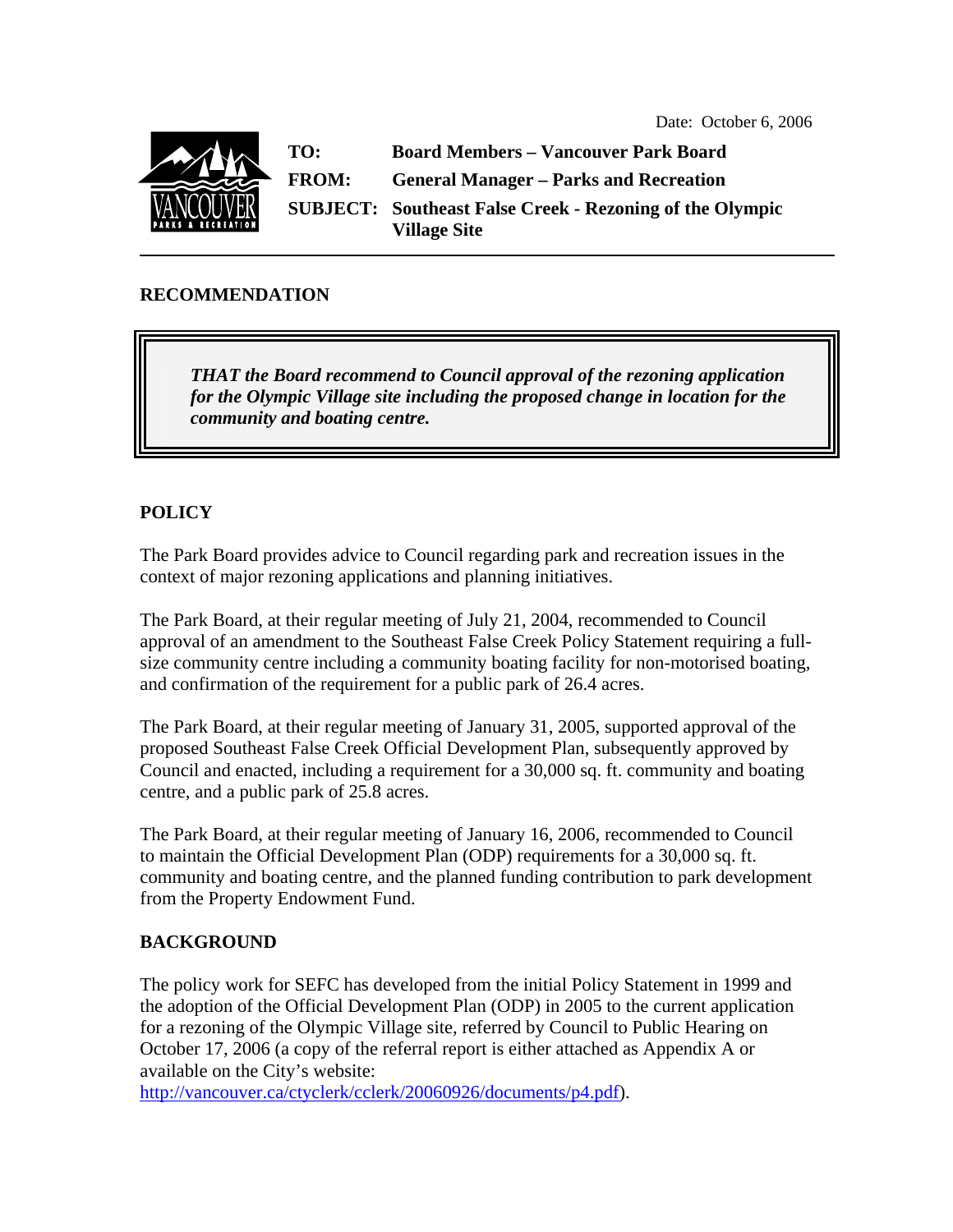Date: October 6, 2006

**TO:** Board Members – Vancouver Park Board

**FROM:** General Manager – Parks and Recreation

**SUBJECT:** Southeast False Creek - Rezoning of the Olympic Village Site

## RECOMMENDATION

***THAT the Board recommend to Council approval of the rezoning application for the Olympic Village site including the proposed change in location for the community and boating centre.***

## POLICY

The Park Board provides advice to Council regarding park and recreation issues in the context of major rezoning applications and planning initiatives.

The Park Board, at their regular meeting of July 21, 2004, recommended to Council approval of an amendment to the Southeast False Creek Policy Statement requiring a full-size community centre including a community boating facility for non-motorised boating, and confirmation of the requirement for a public park of 26.4 acres.

The Park Board, at their regular meeting of January 31, 2005, supported approval of the proposed Southeast False Creek Official Development Plan, subsequently approved by Council and enacted, including a requirement for a 30,000 sq. ft. community and boating centre, and a public park of 25.8 acres.

The Park Board, at their regular meeting of January 16, 2006, recommended to Council to maintain the Official Development Plan (ODP) requirements for a 30,000 sq. ft. community and boating centre, and the planned funding contribution to park development from the Property Endowment Fund.

## BACKGROUND

The policy work for SEFC has developed from the initial Policy Statement in 1999 and the adoption of the Official Development Plan (ODP) in 2005 to the current application for a rezoning of the Olympic Village site, referred by Council to Public Hearing on October 17, 2006 (a copy of the referral report is either attached as Appendix A or available on the City's website: http://vancouver.ca/ctyclerk/cclerk/20060926/documents/p4.pdf).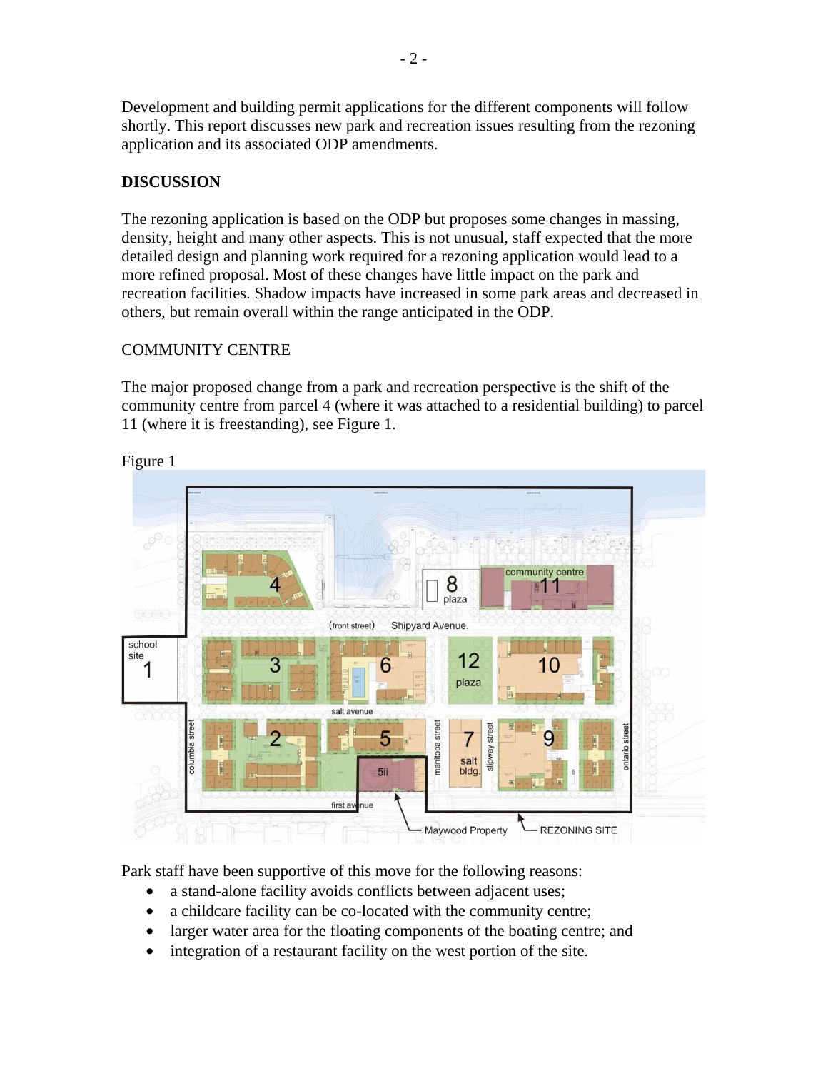Development and building permit applications for the different components will follow shortly. This report discusses new park and recreation issues resulting from the rezoning application and its associated ODP amendments.

**DISCUSSION**

The rezoning application is based on the ODP but proposes some changes in massing, density, height and many other aspects. This is not unusual, staff expected that the more detailed design and planning work required for a rezoning application would lead to a more refined proposal. Most of these changes have little impact on the park and recreation facilities. Shadow impacts have increased in some park areas and decreased in others, but remain overall within the range anticipated in the ODP.

COMMUNITY CENTRE

The major proposed change from a park and recreation perspective is the shift of the community centre from parcel 4 (where it was attached to a residential building) to parcel 11 (where it is freestanding), see Figure 1.

Figure 1

Park staff have been supportive of this move for the following reasons:

- a stand-alone facility avoids conflicts between adjacent uses;
- a childcare facility can be co-located with the community centre;
- larger water area for the floating components of the boating centre; and
- integration of a restaurant facility on the west portion of the site.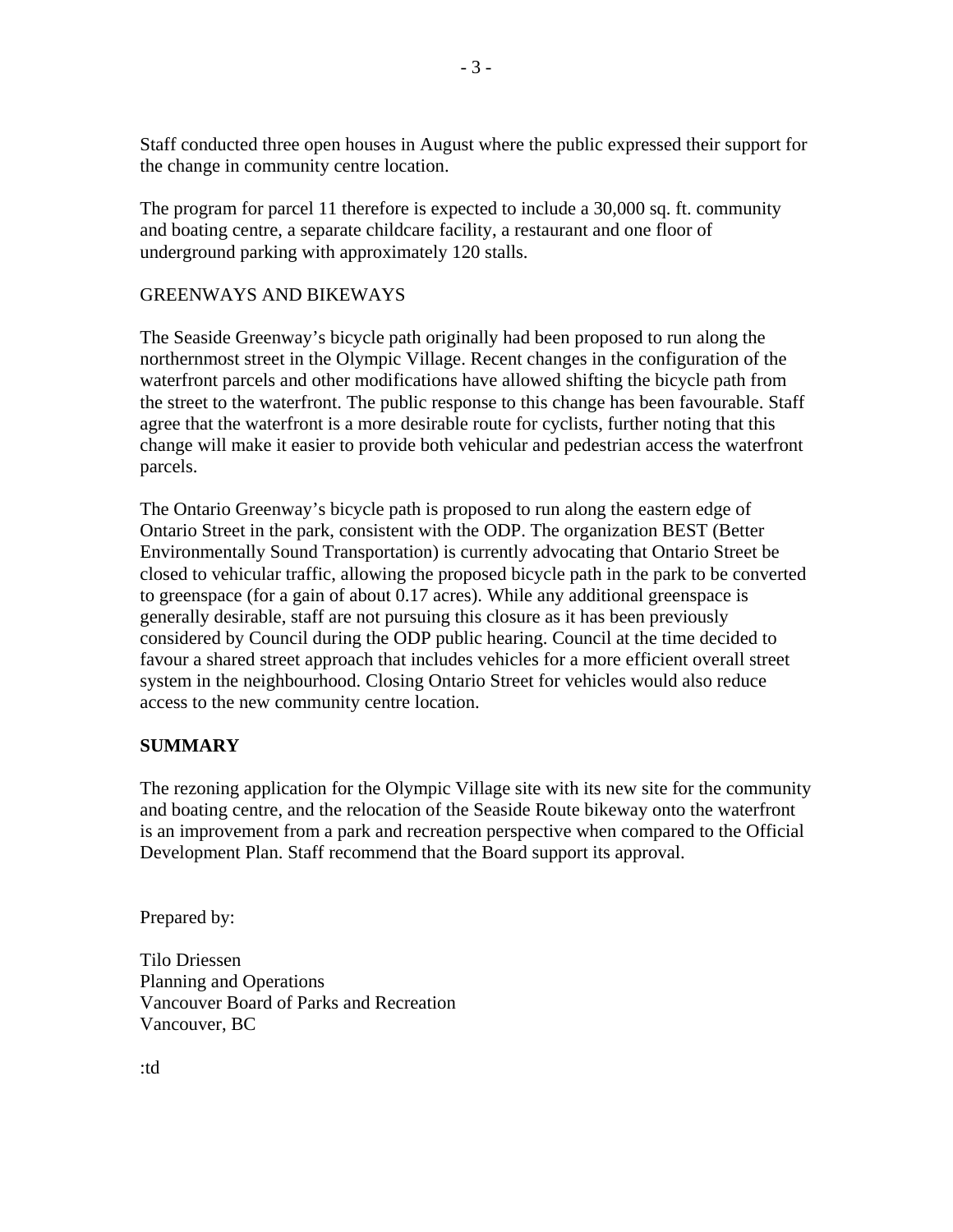Staff conducted three open houses in August where the public expressed their support for the change in community centre location.

The program for parcel 11 therefore is expected to include a 30,000 sq. ft. community and boating centre, a separate childcare facility, a restaurant and one floor of underground parking with approximately 120 stalls.

GREENWAYS AND BIKEWAYS

The Seaside Greenway's bicycle path originally had been proposed to run along the northernmost street in the Olympic Village. Recent changes in the configuration of the waterfront parcels and other modifications have allowed shifting the bicycle path from the street to the waterfront. The public response to this change has been favourable. Staff agree that the waterfront is a more desirable route for cyclists, further noting that this change will make it easier to provide both vehicular and pedestrian access the waterfront parcels.

The Ontario Greenway's bicycle path is proposed to run along the eastern edge of Ontario Street in the park, consistent with the ODP. The organization BEST (Better Environmentally Sound Transportation) is currently advocating that Ontario Street be closed to vehicular traffic, allowing the proposed bicycle path in the park to be converted to greenspace (for a gain of about 0.17 acres). While any additional greenspace is generally desirable, staff are not pursuing this closure as it has been previously considered by Council during the ODP public hearing. Council at the time decided to favour a shared street approach that includes vehicles for a more efficient overall street system in the neighbourhood. Closing Ontario Street for vehicles would also reduce access to the new community centre location.

## SUMMARY

The rezoning application for the Olympic Village site with its new site for the community and boating centre, and the relocation of the Seaside Route bikeway onto the waterfront is an improvement from a park and recreation perspective when compared to the Official Development Plan. Staff recommend that the Board support its approval.

Prepared by:

Tilo Driessen
Planning and Operations
Vancouver Board of Parks and Recreation
Vancouver, BC

:td